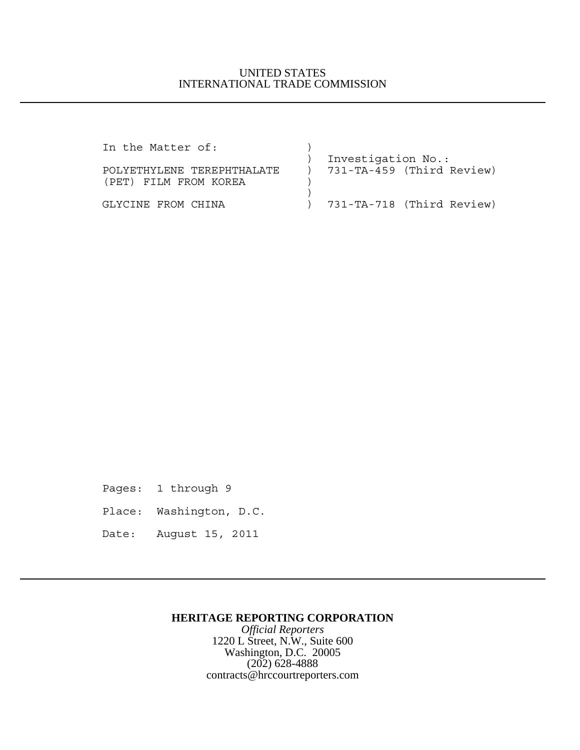UNITED STATES
INTERNATIONAL TRADE COMMISSION

---

```
In the Matter of:              )
                               )  Investigation No.:
POLYETHYLENE TEREPHTHALATE     )  731-TA-459 (Third Review)
(PET) FILM FROM KOREA          )
                               )
GLYCINE FROM CHINA             )  731-TA-718 (Third Review)
```

Pages: 1 through 9

Place: Washington, D.C.

Date: August 15, 2011

---

**HERITAGE REPORTING CORPORATION**
*Official Reporters*
1220 L Street, N.W., Suite 600
Washington, D.C. 20005
(202) 628-4888
contracts@hrccourtreporters.com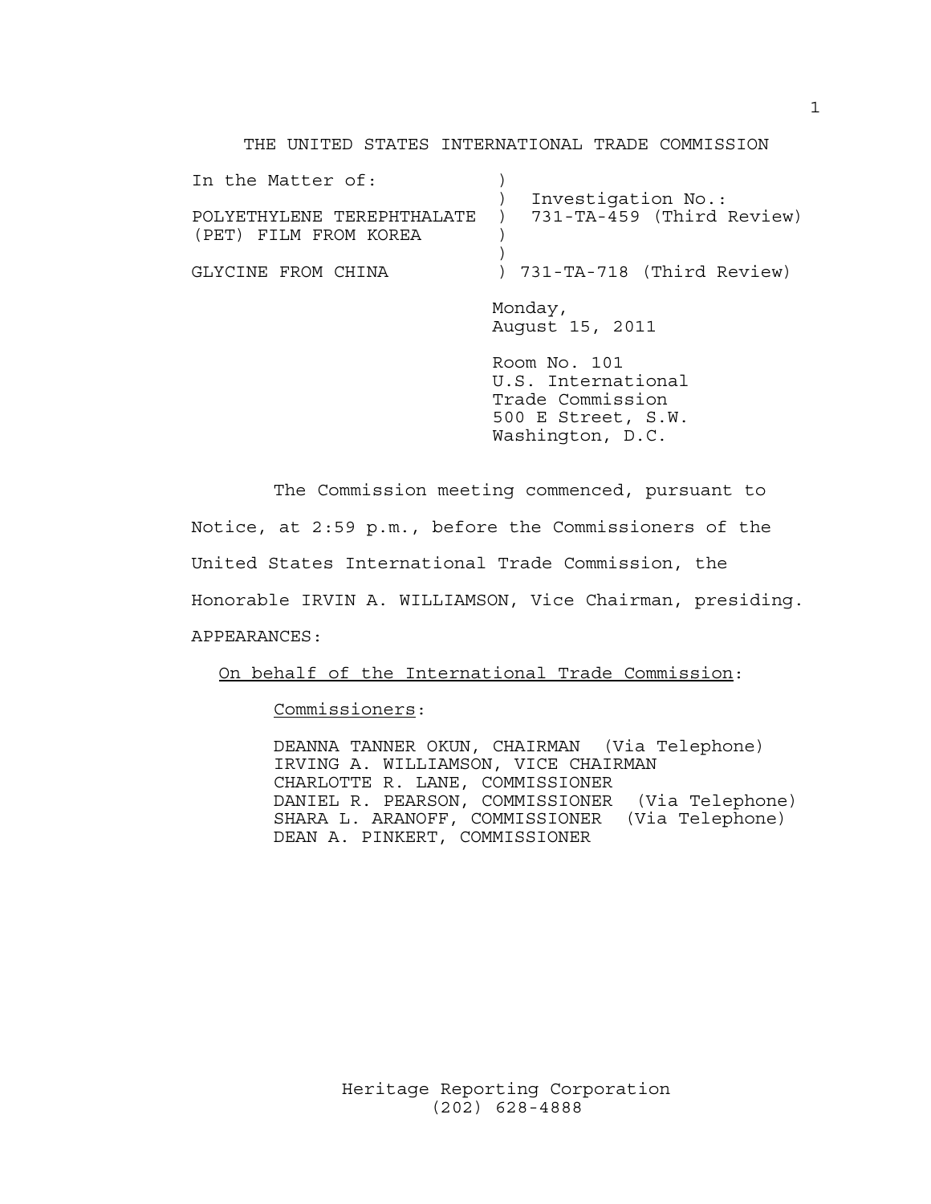THE UNITED STATES INTERNATIONAL TRADE COMMISSION

```
In the Matter of:             )
                              )  Investigation No.:
POLYETHYLENE TEREPHTHALATE    )  731-TA-459 (Third Review)
(PET) FILM FROM KOREA         )
                              )
GLYCINE FROM CHINA            ) 731-TA-718 (Third Review)
```

Monday,
August 15, 2011

Room No. 101
U.S. International
Trade Commission
500 E Street, S.W.
Washington, D.C.

The Commission meeting commenced, pursuant to Notice, at 2:59 p.m., before the Commissioners of the United States International Trade Commission, the Honorable IRVIN A. WILLIAMSON, Vice Chairman, presiding.

APPEARANCES:

On behalf of the International Trade Commission:

Commissioners:

DEANNA TANNER OKUN, CHAIRMAN (Via Telephone)
IRVING A. WILLIAMSON, VICE CHAIRMAN
CHARLOTTE R. LANE, COMMISSIONER
DANIEL R. PEARSON, COMMISSIONER (Via Telephone)
SHARA L. ARANOFF, COMMISSIONER (Via Telephone)
DEAN A. PINKERT, COMMISSIONER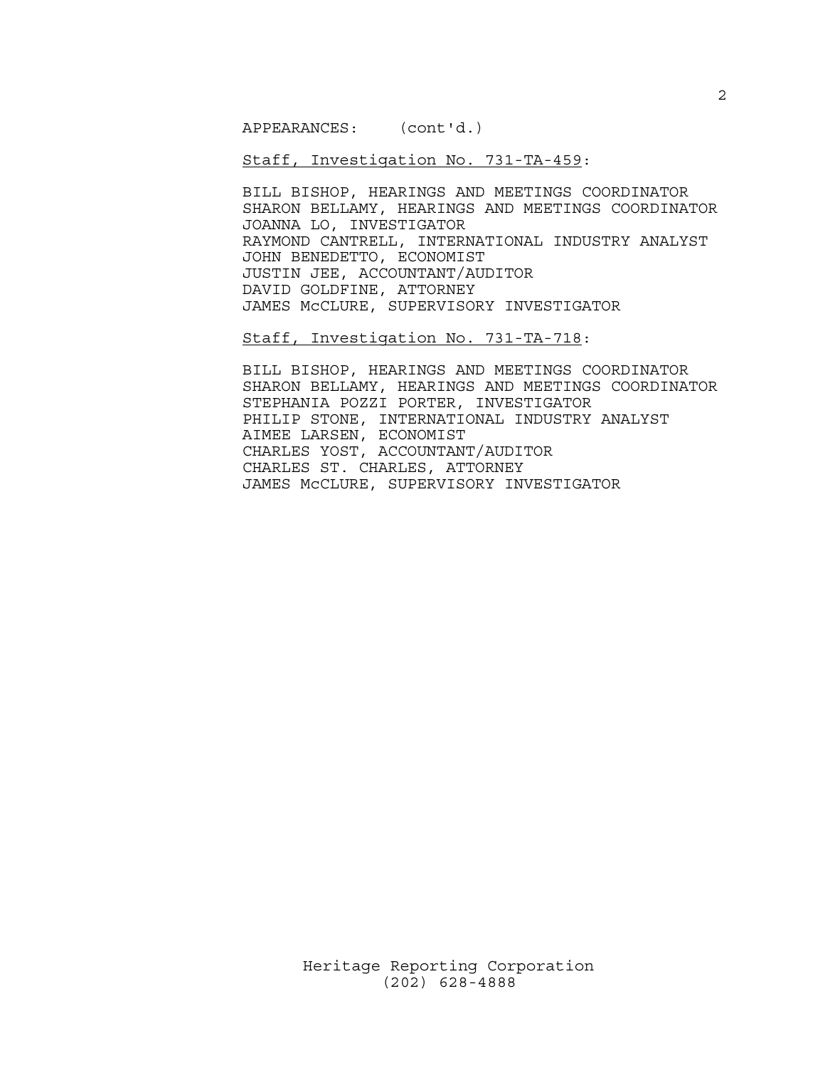APPEARANCES: (cont'd.)

<u>Staff, Investigation No. 731-TA-459</u>:

BILL BISHOP, HEARINGS AND MEETINGS COORDINATOR
SHARON BELLAMY, HEARINGS AND MEETINGS COORDINATOR
JOANNA LO, INVESTIGATOR
RAYMOND CANTRELL, INTERNATIONAL INDUSTRY ANALYST
JOHN BENEDETTO, ECONOMIST
JUSTIN JEE, ACCOUNTANT/AUDITOR
DAVID GOLDFINE, ATTORNEY
JAMES McCLURE, SUPERVISORY INVESTIGATOR

<u>Staff, Investigation No. 731-TA-718</u>:

BILL BISHOP, HEARINGS AND MEETINGS COORDINATOR
SHARON BELLAMY, HEARINGS AND MEETINGS COORDINATOR
STEPHANIA POZZI PORTER, INVESTIGATOR
PHILIP STONE, INTERNATIONAL INDUSTRY ANALYST
AIMEE LARSEN, ECONOMIST
CHARLES YOST, ACCOUNTANT/AUDITOR
CHARLES ST. CHARLES, ATTORNEY
JAMES McCLURE, SUPERVISORY INVESTIGATOR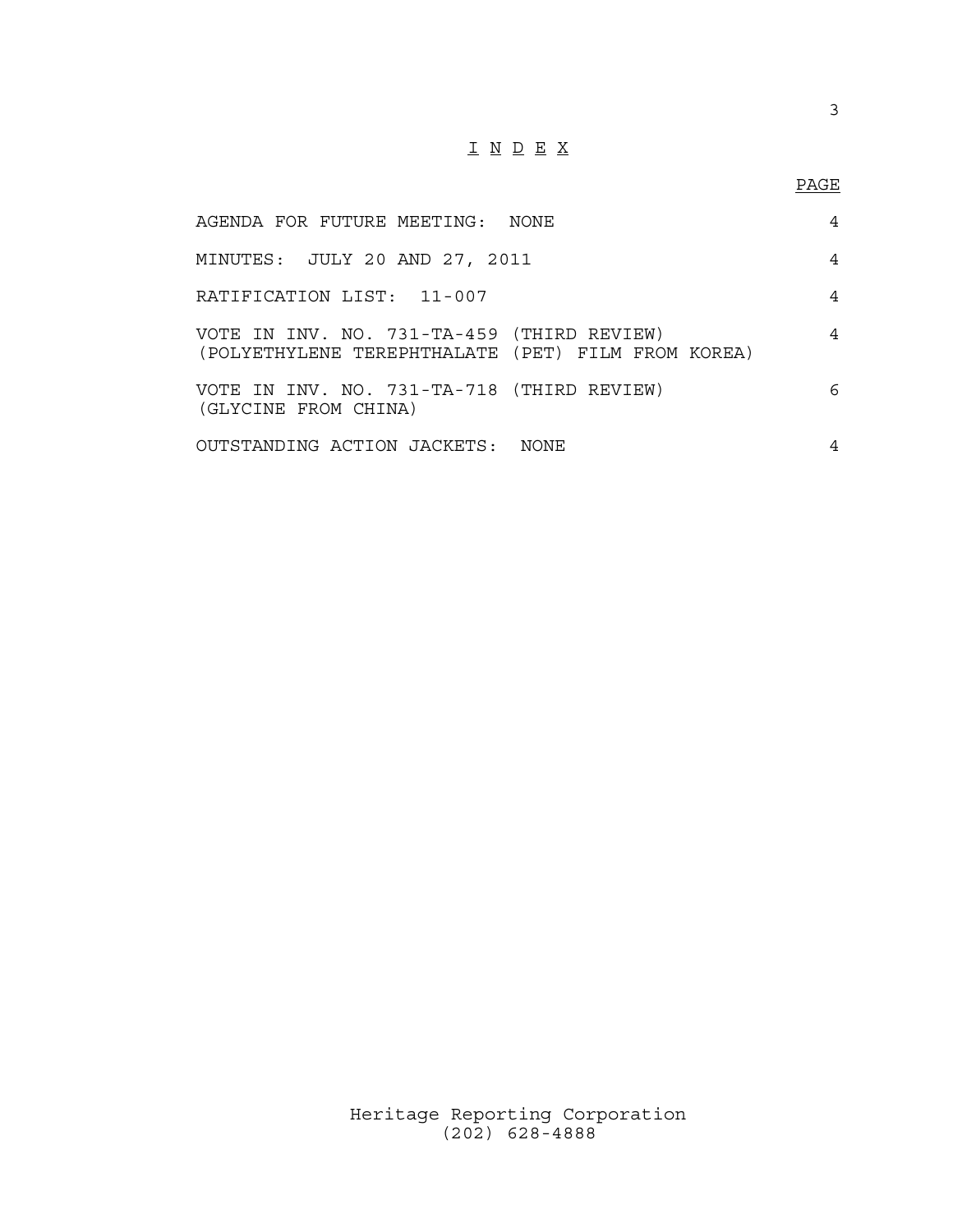# I N D E X

| | PAGE |
|---|---|
| AGENDA FOR FUTURE MEETING: NONE | 4 |
| MINUTES: JULY 20 AND 27, 2011 | 4 |
| RATIFICATION LIST: 11-007 | 4 |
| VOTE IN INV. NO. 731-TA-459 (THIRD REVIEW) (POLYETHYLENE TEREPHTHALATE (PET) FILM FROM KOREA) | 4 |
| VOTE IN INV. NO. 731-TA-718 (THIRD REVIEW) (GLYCINE FROM CHINA) | 6 |
| OUTSTANDING ACTION JACKETS: NONE | 4 |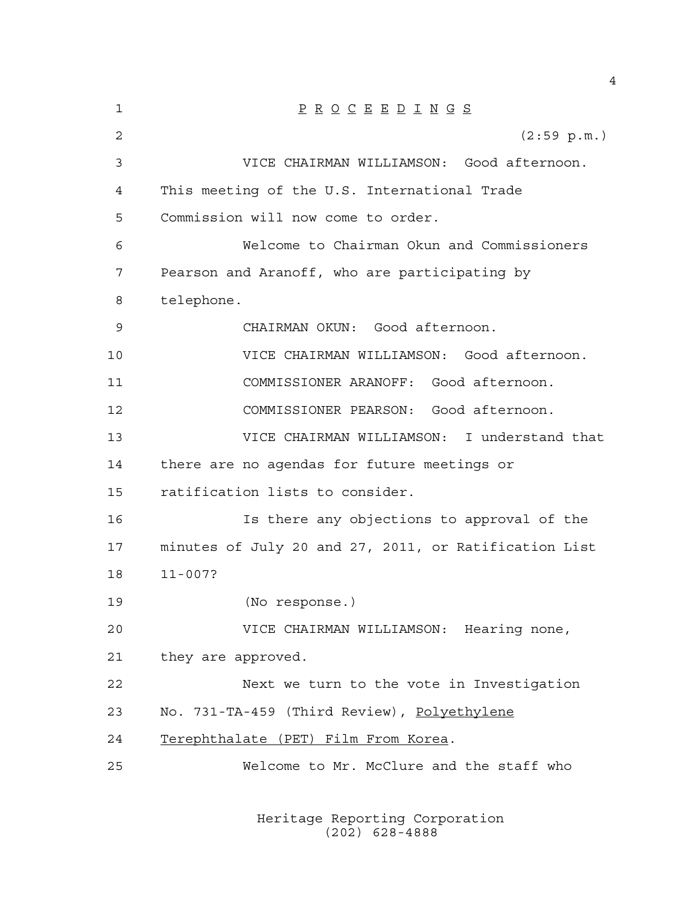P R O C E E D I N G S

(2:59 p.m.)

VICE CHAIRMAN WILLIAMSON: Good afternoon. This meeting of the U.S. International Trade Commission will now come to order.

Welcome to Chairman Okun and Commissioners Pearson and Aranoff, who are participating by telephone.

CHAIRMAN OKUN: Good afternoon.

VICE CHAIRMAN WILLIAMSON: Good afternoon.

COMMISSIONER ARANOFF: Good afternoon.

COMMISSIONER PEARSON: Good afternoon.

VICE CHAIRMAN WILLIAMSON: I understand that there are no agendas for future meetings or ratification lists to consider.

Is there any objections to approval of the minutes of July 20 and 27, 2011, or Ratification List 11-007?

(No response.)

VICE CHAIRMAN WILLIAMSON: Hearing none, they are approved.

Next we turn to the vote in Investigation No. 731-TA-459 (Third Review), _Polyethylene Terephthalate (PET) Film From Korea_.

Welcome to Mr. McClure and the staff who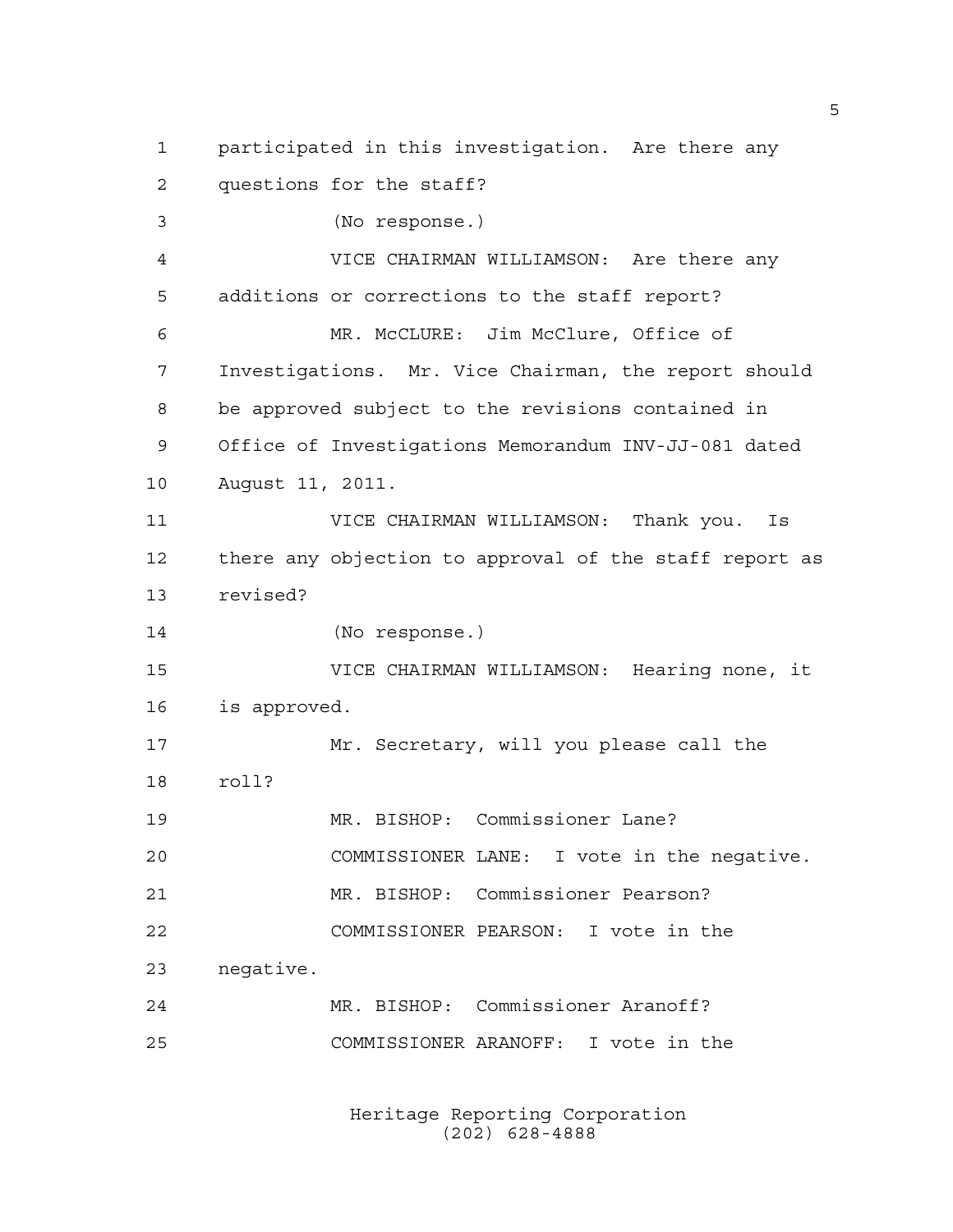participated in this investigation. Are there any questions for the staff?

(No response.)

VICE CHAIRMAN WILLIAMSON: Are there any additions or corrections to the staff report?

MR. McCLURE: Jim McClure, Office of Investigations. Mr. Vice Chairman, the report should be approved subject to the revisions contained in Office of Investigations Memorandum INV-JJ-081 dated August 11, 2011.

VICE CHAIRMAN WILLIAMSON: Thank you. Is there any objection to approval of the staff report as revised?

(No response.)

VICE CHAIRMAN WILLIAMSON: Hearing none, it is approved.

Mr. Secretary, will you please call the roll?

MR. BISHOP: Commissioner Lane?

COMMISSIONER LANE: I vote in the negative.

MR. BISHOP: Commissioner Pearson?

COMMISSIONER PEARSON: I vote in the negative.

MR. BISHOP: Commissioner Aranoff?

COMMISSIONER ARANOFF: I vote in the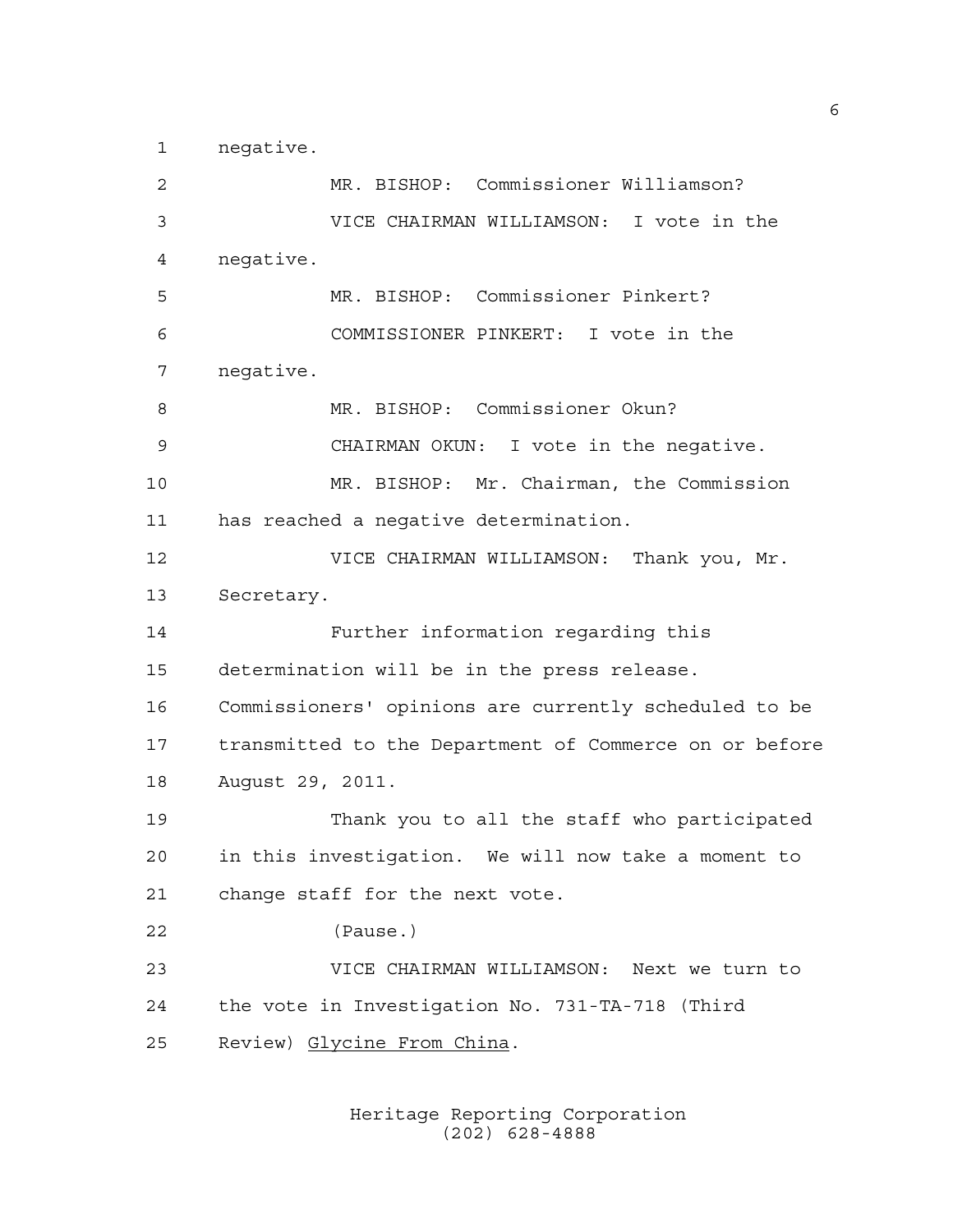negative.

MR. BISHOP: Commissioner Williamson?

VICE CHAIRMAN WILLIAMSON: I vote in the negative.

MR. BISHOP: Commissioner Pinkert?

COMMISSIONER PINKERT: I vote in the negative.

MR. BISHOP: Commissioner Okun?

CHAIRMAN OKUN: I vote in the negative.

MR. BISHOP: Mr. Chairman, the Commission has reached a negative determination.

VICE CHAIRMAN WILLIAMSON: Thank you, Mr. Secretary.

Further information regarding this determination will be in the press release. Commissioners' opinions are currently scheduled to be transmitted to the Department of Commerce on or before August 29, 2011.

Thank you to all the staff who participated in this investigation. We will now take a moment to change staff for the next vote.

(Pause.)

VICE CHAIRMAN WILLIAMSON: Next we turn to the vote in Investigation No. 731-TA-718 (Third Review) Glycine From China.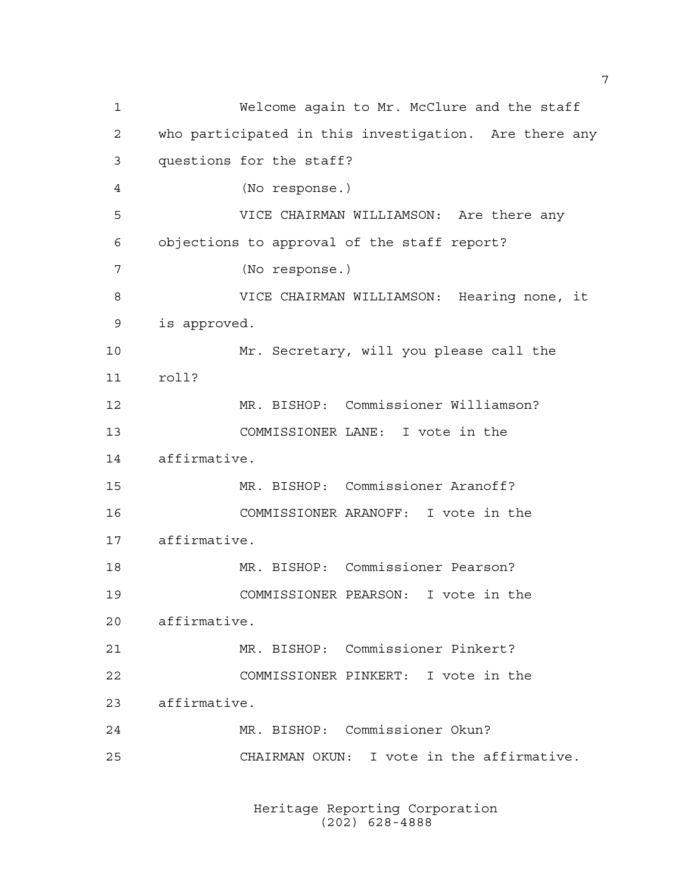Welcome again to Mr. McClure and the staff who participated in this investigation. Are there any questions for the staff?

(No response.)

VICE CHAIRMAN WILLIAMSON: Are there any objections to approval of the staff report?

(No response.)

VICE CHAIRMAN WILLIAMSON: Hearing none, it is approved.

Mr. Secretary, will you please call the roll?

MR. BISHOP: Commissioner Williamson?

COMMISSIONER LANE: I vote in the affirmative.

MR. BISHOP: Commissioner Aranoff?

COMMISSIONER ARANOFF: I vote in the affirmative.

MR. BISHOP: Commissioner Pearson?

COMMISSIONER PEARSON: I vote in the affirmative.

MR. BISHOP: Commissioner Pinkert?

COMMISSIONER PINKERT: I vote in the affirmative.

MR. BISHOP: Commissioner Okun?

CHAIRMAN OKUN: I vote in the affirmative.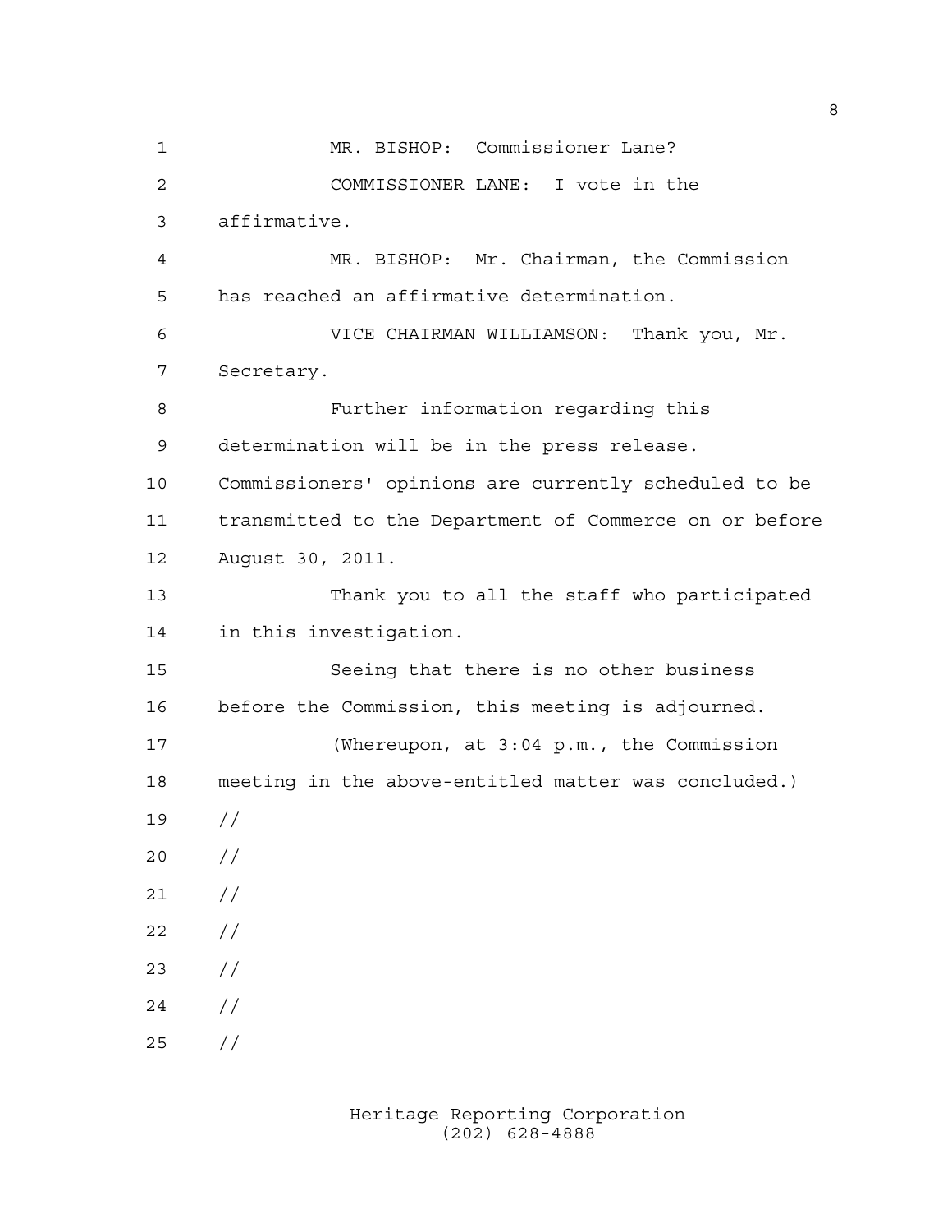MR. BISHOP: Commissioner Lane?

COMMISSIONER LANE: I vote in the affirmative.

MR. BISHOP: Mr. Chairman, the Commission has reached an affirmative determination.

VICE CHAIRMAN WILLIAMSON: Thank you, Mr. Secretary.

Further information regarding this determination will be in the press release. Commissioners' opinions are currently scheduled to be transmitted to the Department of Commerce on or before August 30, 2011.

Thank you to all the staff who participated in this investigation.

Seeing that there is no other business before the Commission, this meeting is adjourned.

(Whereupon, at 3:04 p.m., the Commission meeting in the above-entitled matter was concluded.)

//

//

//

//

//

//

//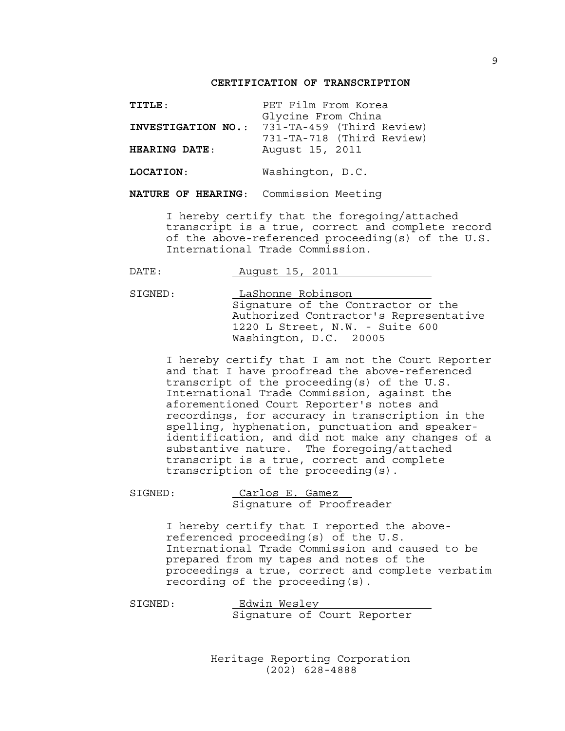## CERTIFICATION OF TRANSCRIPTION

**TITLE**: PET Film From Korea
Glycine From China

**INVESTIGATION NO.**: 731-TA-459 (Third Review)
731-TA-718 (Third Review)

**HEARING DATE**: August 15, 2011

**LOCATION**: Washington, D.C.

**NATURE OF HEARING**: Commission Meeting

I hereby certify that the foregoing/attached transcript is a true, correct and complete record of the above-referenced proceeding(s) of the U.S. International Trade Commission.

DATE: August 15, 2011

SIGNED: LaShonne Robinson
Signature of the Contractor or the Authorized Contractor's Representative
1220 L Street, N.W. - Suite 600
Washington, D.C. 20005

I hereby certify that I am not the Court Reporter and that I have proofread the above-referenced transcript of the proceeding(s) of the U.S. International Trade Commission, against the aforementioned Court Reporter's notes and recordings, for accuracy in transcription in the spelling, hyphenation, punctuation and speaker-identification, and did not make any changes of a substantive nature. The foregoing/attached transcript is a true, correct and complete transcription of the proceeding(s).

SIGNED: Carlos E. Gamez
Signature of Proofreader

I hereby certify that I reported the above-referenced proceeding(s) of the U.S. International Trade Commission and caused to be prepared from my tapes and notes of the proceedings a true, correct and complete verbatim recording of the proceeding(s).

SIGNED: Edwin Wesley
Signature of Court Reporter